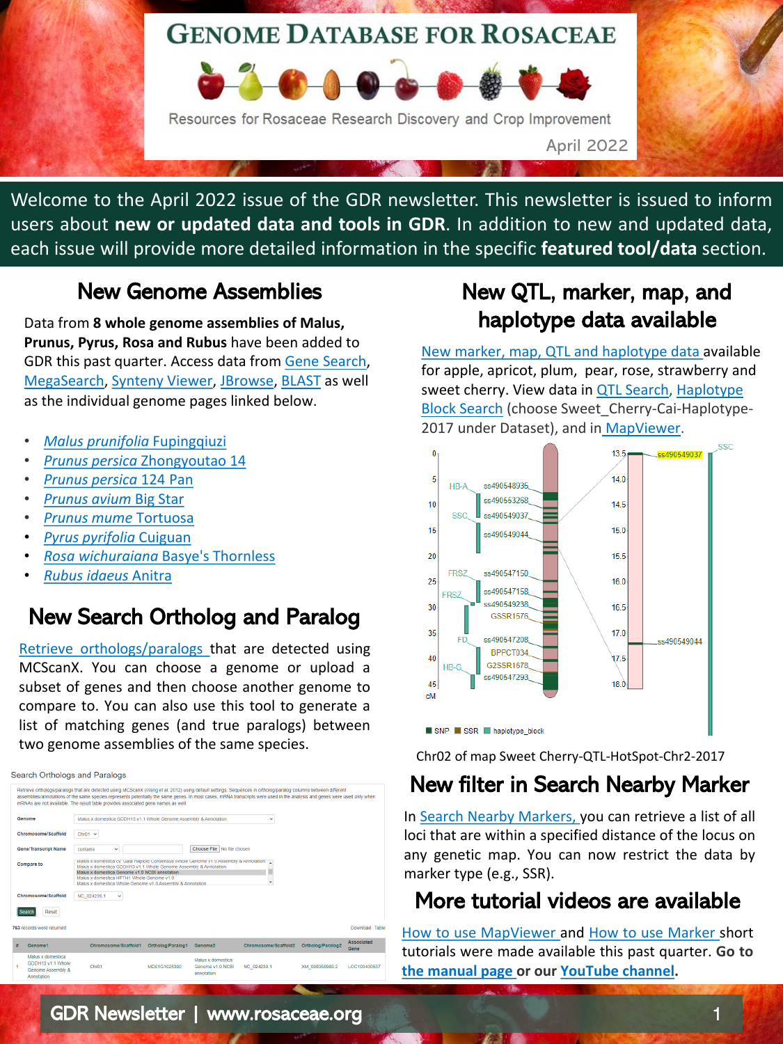# GENOME DATABASE FOR ROSACEAE

Resources for Rosaceae Research Discovery and Crop Improvement

April 2022

Welcome to the April 2022 issue of the GDR newsletter. This newsletter is issued to inform users about **new or updated data and tools in GDR**. In addition to new and updated data, each issue will provide more detailed information in the specific **featured tool/data** section.

## New Genome Assemblies

Data from **8 whole genome assemblies of Malus, Prunus, Pyrus, Rosa and Rubus** have been added to GDR this past quarter. Access data from Gene Search, MegaSearch, Synteny Viewer, JBrowse, BLAST as well as the individual genome pages linked below.

- *Malus prunifolia* Fupingqiuzi
- *Prunus persica* Zhongyoutao 14
- *Prunus persica* 124 Pan
- *Prunus avium* Big Star
- *Prunus mume* Tortuosa
- *Pyrus pyrifolia* Cuiguan
- *Rosa wichuraiana* Basye's Thornless
- *Rubus idaeus* Anitra

## New Search Ortholog and Paralog

Retrieve orthologs/paralogs that are detected using MCScanX. You can choose a genome or upload a subset of genes and then choose another genome to compare to. You can also use this tool to generate a list of matching genes (and true paralogs) between two genome assemblies of the same species.

## New QTL, marker, map, and haplotype data available

New marker, map, QTL and haplotype data available for apple, apricot, plum, pear, rose, strawberry and sweet cherry. View data in QTL Search, Haplotype Block Search (choose Sweet_Cherry-Cai-Haplotype-2017 under Dataset), and in MapViewer.

Chr02 of map Sweet Cherry-QTL-HotSpot-Chr2-2017

## New filter in Search Nearby Marker

In Search Nearby Markers, you can retrieve a list of all loci that are within a specified distance of the locus on any genetic map. You can now restrict the data by marker type (e.g., SSR).

## More tutorial videos are available

How to use MapViewer and How to use Marker short tutorials were made available this past quarter. **Go to the manual page or our YouTube channel.**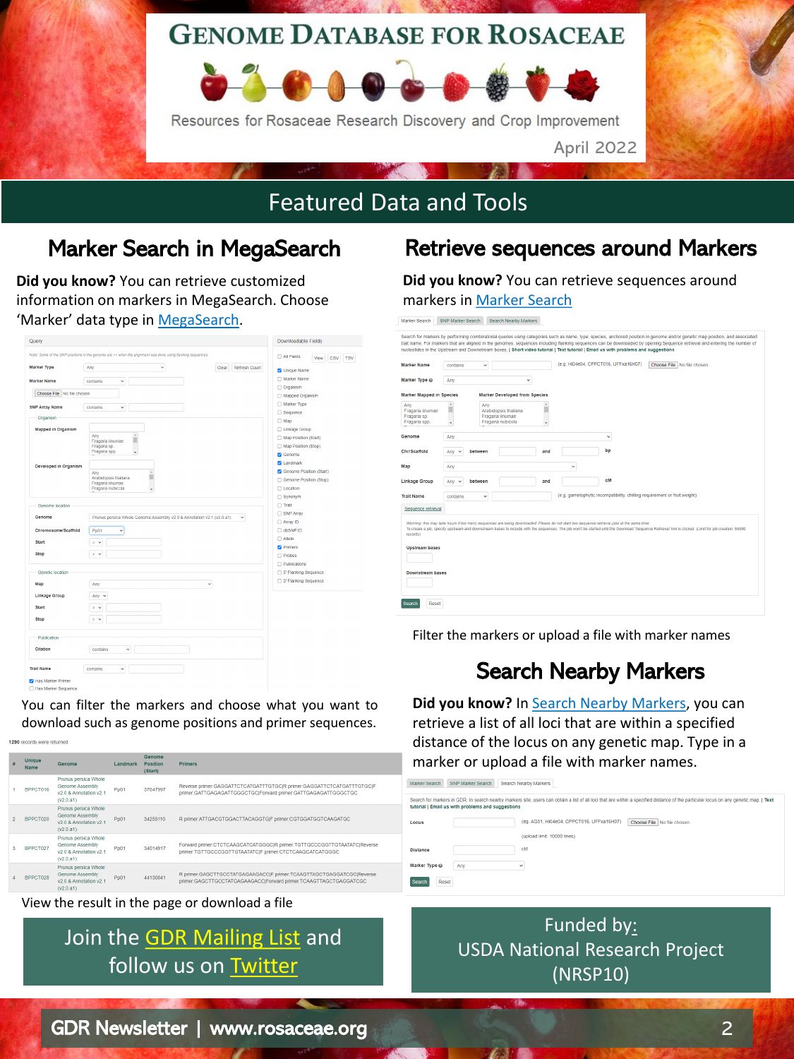# GENOME DATABASE FOR ROSACEAE

Resources for Rosaceae Research Discovery and Crop Improvement

April 2022

## Featured Data and Tools

### Marker Search in MegaSearch

**Did you know?** You can retrieve customized information on markers in MegaSearch. Choose 'Marker' data type in MegaSearch.

You can filter the markers and choose what you want to download such as genome positions and primer sequences.

1290 records were returned

| # | Unique Name | Genome | Landmark | Genome Position (Start) | Primers |
|---|---|---|---|---|---|
| 1 | BPPCT016 | Prunus persica Whole Genome Assembly v2.0 & Annotation v2.1 (v2.0.a1) | Pp01 | 37047997 | Reverse primer:GAGGATTCTCATGATTTGTGC\|R primer:GAGGATTCTCATGATTTGTGC\|F primer:GATTGAGAGATTGGGCTGC\|Forward primer:GATTGAGAGATTGGGCTGC |
| 2 | BPPCT020 | Prunus persica Whole Genome Assembly v2.0 & Annotation v2.1 (v2.0.a1) | Pp01 | 34255110 | R primer:ATTGACGTGGACTTACAGGTG\|F primer:CGTGGATGGTCAAGATGC |
| 3 | BPPCT027 | Prunus persica Whole Genome Assembly v2.0 & Annotation v2.1 (v2.0.a1) | Pp01 | 34014917 | Forward primer:CTCTCAAGCATCATGGGC\|R primer:TGTTGCCCGGTTGTAATATC\|Reverse primer:TGTTGCCCGGTTGTAATATC\|F primer:CTCTCAAGCATCATGGGC |
| 4 | BPPCT028 | Prunus persica Whole Genome Assembly v2.0 & Annotation v2.1 (v2.0.a1) | Pp01 | 44130041 | R primer:GAGCTTGCCTATGAGAAGACC\|F primer:TCAAGTTAGCTGAGGATCGC\|Reverse primer:GAGCTTGCCTATGAGAAGACC\|Forward primer:TCAAGTTAGCTGAGGATCGC |

View the result in the page or download a file

### Retrieve sequences around Markers

**Did you know?** You can retrieve sequences around markers in Marker Search

Filter the markers or upload a file with marker names

### Search Nearby Markers

**Did you know?** In Search Nearby Markers, you can retrieve a list of all loci that are within a specified distance of the locus on any genetic map. Type in a marker or upload a file with marker names.

Join the GDR Mailing List and follow us on Twitter

Funded by:
USDA National Research Project (NRSP10)

GDR Newsletter | www.rosaceae.org